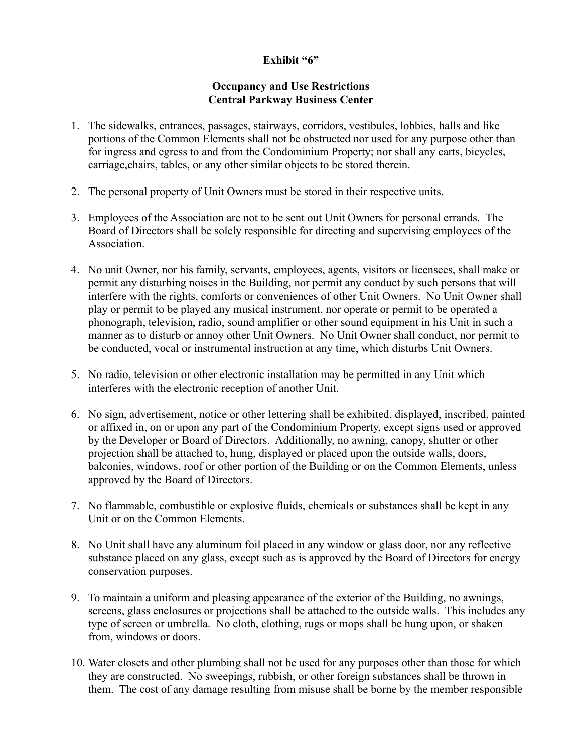**Exhibit "6"**

**Occupancy and Use Restrictions**
**Central Parkway Business Center**

1. The sidewalks, entrances, passages, stairways, corridors, vestibules, lobbies, halls and like portions of the Common Elements shall not be obstructed nor used for any purpose other than for ingress and egress to and from the Condominium Property; nor shall any carts, bicycles, carriage,chairs, tables, or any other similar objects to be stored therein.

2. The personal property of Unit Owners must be stored in their respective units.

3. Employees of the Association are not to be sent out Unit Owners for personal errands. The Board of Directors shall be solely responsible for directing and supervising employees of the Association.

4. No unit Owner, nor his family, servants, employees, agents, visitors or licensees, shall make or permit any disturbing noises in the Building, nor permit any conduct by such persons that will interfere with the rights, comforts or conveniences of other Unit Owners. No Unit Owner shall play or permit to be played any musical instrument, nor operate or permit to be operated a phonograph, television, radio, sound amplifier or other sound equipment in his Unit in such a manner as to disturb or annoy other Unit Owners. No Unit Owner shall conduct, nor permit to be conducted, vocal or instrumental instruction at any time, which disturbs Unit Owners.

5. No radio, television or other electronic installation may be permitted in any Unit which interferes with the electronic reception of another Unit.

6. No sign, advertisement, notice or other lettering shall be exhibited, displayed, inscribed, painted or affixed in, on or upon any part of the Condominium Property, except signs used or approved by the Developer or Board of Directors. Additionally, no awning, canopy, shutter or other projection shall be attached to, hung, displayed or placed upon the outside walls, doors, balconies, windows, roof or other portion of the Building or on the Common Elements, unless approved by the Board of Directors.

7. No flammable, combustible or explosive fluids, chemicals or substances shall be kept in any Unit or on the Common Elements.

8. No Unit shall have any aluminum foil placed in any window or glass door, nor any reflective substance placed on any glass, except such as is approved by the Board of Directors for energy conservation purposes.

9. To maintain a uniform and pleasing appearance of the exterior of the Building, no awnings, screens, glass enclosures or projections shall be attached to the outside walls. This includes any type of screen or umbrella. No cloth, clothing, rugs or mops shall be hung upon, or shaken from, windows or doors.

10. Water closets and other plumbing shall not be used for any purposes other than those for which they are constructed. No sweepings, rubbish, or other foreign substances shall be thrown in them. The cost of any damage resulting from misuse shall be borne by the member responsible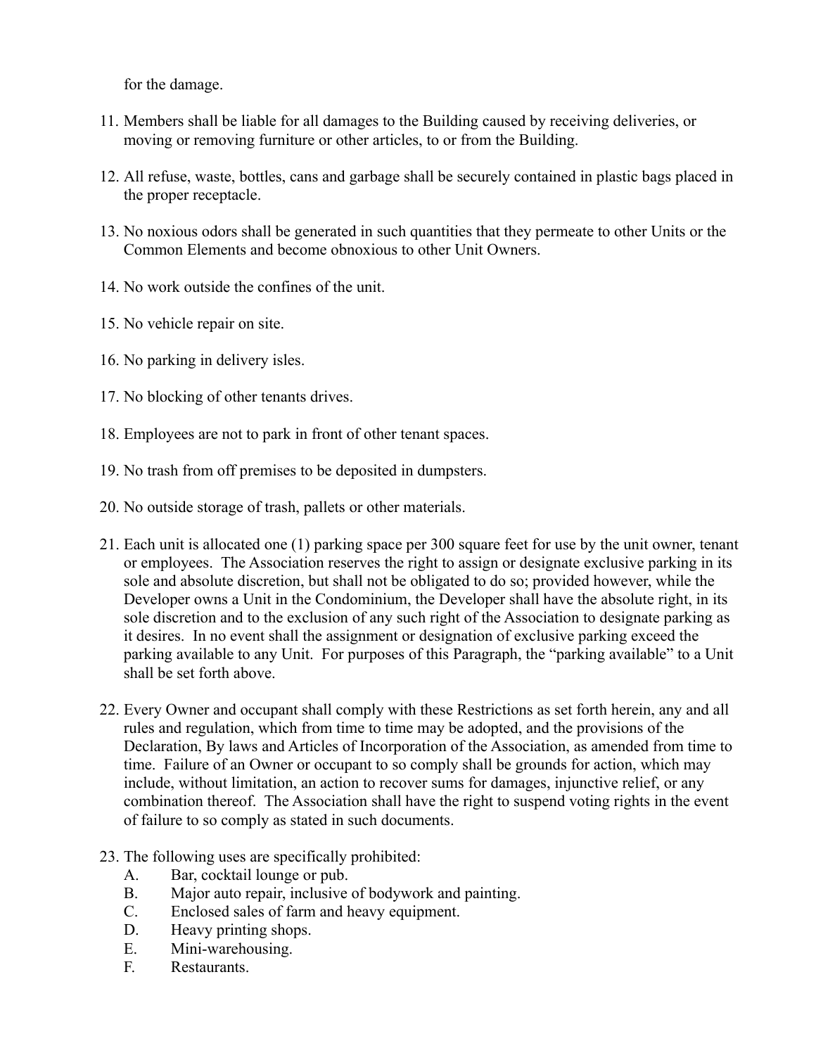for the damage.

11. Members shall be liable for all damages to the Building caused by receiving deliveries, or moving or removing furniture or other articles, to or from the Building.

12. All refuse, waste, bottles, cans and garbage shall be securely contained in plastic bags placed in the proper receptacle.

13. No noxious odors shall be generated in such quantities that they permeate to other Units or the Common Elements and become obnoxious to other Unit Owners.

14. No work outside the confines of the unit.

15. No vehicle repair on site.

16. No parking in delivery isles.

17. No blocking of other tenants drives.

18. Employees are not to park in front of other tenant spaces.

19. No trash from off premises to be deposited in dumpsters.

20. No outside storage of trash, pallets or other materials.

21. Each unit is allocated one (1) parking space per 300 square feet for use by the unit owner, tenant or employees. The Association reserves the right to assign or designate exclusive parking in its sole and absolute discretion, but shall not be obligated to do so; provided however, while the Developer owns a Unit in the Condominium, the Developer shall have the absolute right, in its sole discretion and to the exclusion of any such right of the Association to designate parking as it desires. In no event shall the assignment or designation of exclusive parking exceed the parking available to any Unit. For purposes of this Paragraph, the "parking available" to a Unit shall be set forth above.

22. Every Owner and occupant shall comply with these Restrictions as set forth herein, any and all rules and regulation, which from time to time may be adopted, and the provisions of the Declaration, By laws and Articles of Incorporation of the Association, as amended from time to time. Failure of an Owner or occupant to so comply shall be grounds for action, which may include, without limitation, an action to recover sums for damages, injunctive relief, or any combination thereof. The Association shall have the right to suspend voting rights in the event of failure to so comply as stated in such documents.

23. The following uses are specifically prohibited:
    - A. Bar, cocktail lounge or pub.
    - B. Major auto repair, inclusive of bodywork and painting.
    - C. Enclosed sales of farm and heavy equipment.
    - D. Heavy printing shops.
    - E. Mini-warehousing.
    - F. Restaurants.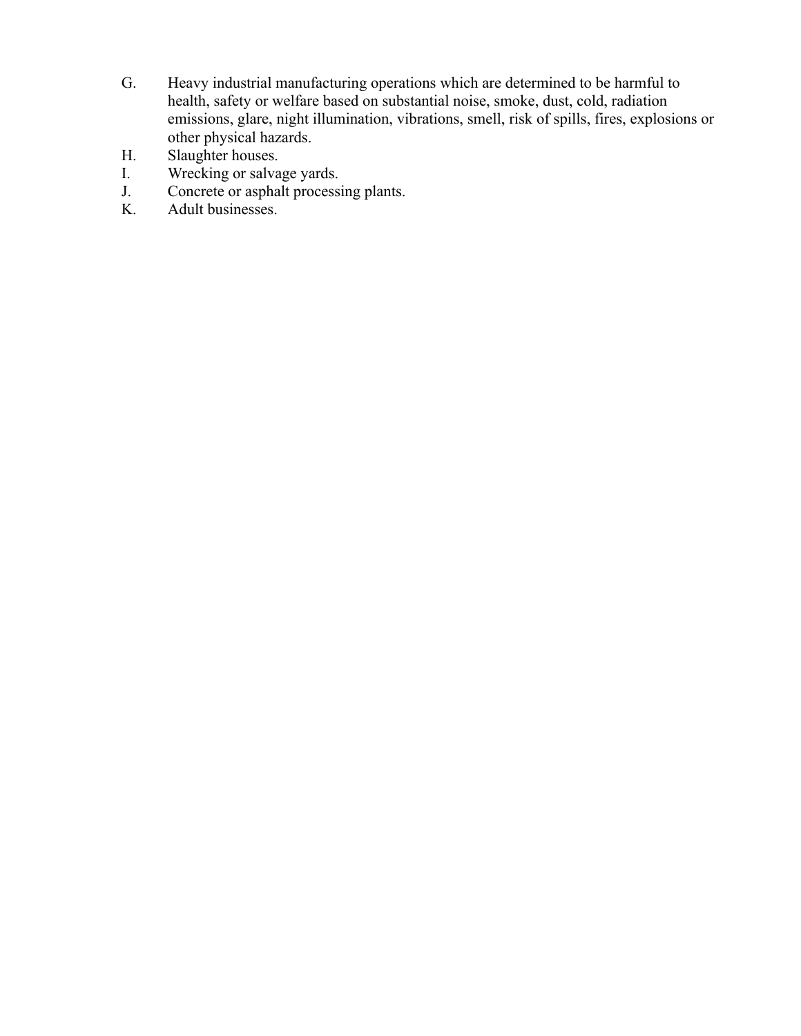G. Heavy industrial manufacturing operations which are determined to be harmful to health, safety or welfare based on substantial noise, smoke, dust, cold, radiation emissions, glare, night illumination, vibrations, smell, risk of spills, fires, explosions or other physical hazards.

H. Slaughter houses.

I. Wrecking or salvage yards.

J. Concrete or asphalt processing plants.

K. Adult businesses.